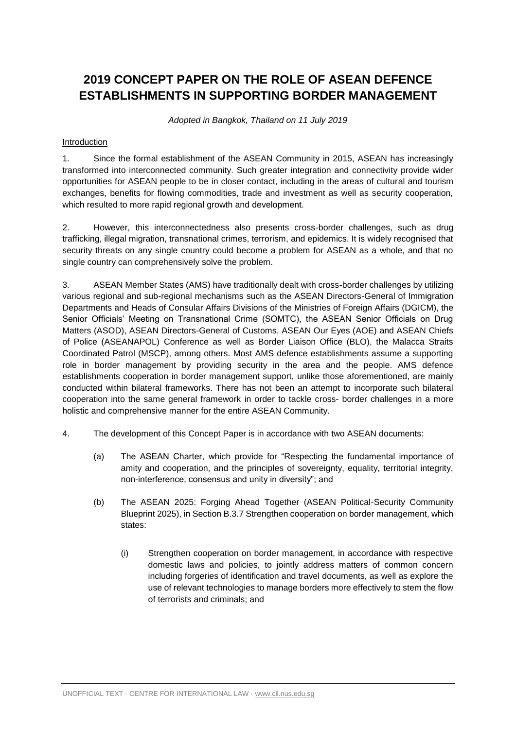# 2019 CONCEPT PAPER ON THE ROLE OF ASEAN DEFENCE ESTABLISHMENTS IN SUPPORTING BORDER MANAGEMENT

*Adopted in Bangkok, Thailand on 11 July 2019*

Introduction

1. Since the formal establishment of the ASEAN Community in 2015, ASEAN has increasingly transformed into interconnected community. Such greater integration and connectivity provide wider opportunities for ASEAN people to be in closer contact, including in the areas of cultural and tourism exchanges, benefits for flowing commodities, trade and investment as well as security cooperation, which resulted to more rapid regional growth and development.

2. However, this interconnectedness also presents cross-border challenges, such as drug trafficking, illegal migration, transnational crimes, terrorism, and epidemics. It is widely recognised that security threats on any single country could become a problem for ASEAN as a whole, and that no single country can comprehensively solve the problem.

3. ASEAN Member States (AMS) have traditionally dealt with cross-border challenges by utilizing various regional and sub-regional mechanisms such as the ASEAN Directors-General of Immigration Departments and Heads of Consular Affairs Divisions of the Ministries of Foreign Affairs (DGICM), the Senior Officials' Meeting on Transnational Crime (SOMTC), the ASEAN Senior Officials on Drug Matters (ASOD), ASEAN Directors-General of Customs, ASEAN Our Eyes (AOE) and ASEAN Chiefs of Police (ASEANAPOL) Conference as well as Border Liaison Office (BLO), the Malacca Straits Coordinated Patrol (MSCP), among others. Most AMS defence establishments assume a supporting role in border management by providing security in the area and the people. AMS defence establishments cooperation in border management support, unlike those aforementioned, are mainly conducted within bilateral frameworks. There has not been an attempt to incorporate such bilateral cooperation into the same general framework in order to tackle cross- border challenges in a more holistic and comprehensive manner for the entire ASEAN Community.

4. The development of this Concept Paper is in accordance with two ASEAN documents:

   (a) The ASEAN Charter, which provide for "Respecting the fundamental importance of amity and cooperation, and the principles of sovereignty, equality, territorial integrity, non-interference, consensus and unity in diversity"; and

   (b) The ASEAN 2025: Forging Ahead Together (ASEAN Political-Security Community Blueprint 2025), in Section B.3.7 Strengthen cooperation on border management, which states:

      (i) Strengthen cooperation on border management, in accordance with respective domestic laws and policies, to jointly address matters of common concern including forgeries of identification and travel documents, as well as explore the use of relevant technologies to manage borders more effectively to stem the flow of terrorists and criminals; and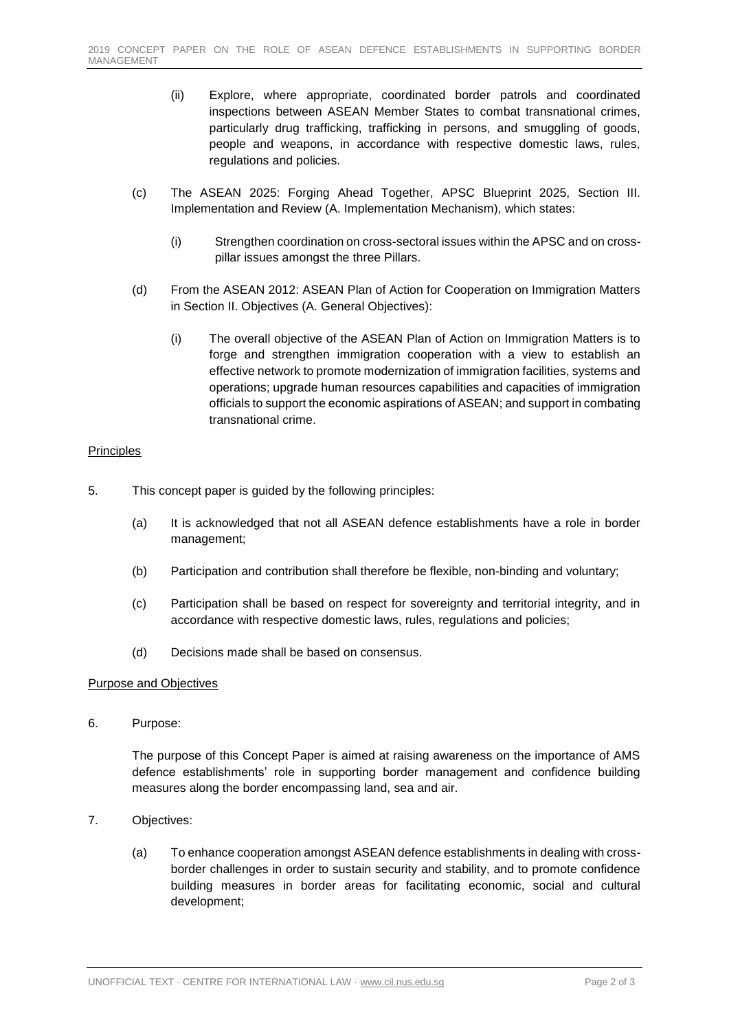(ii) Explore, where appropriate, coordinated border patrols and coordinated inspections between ASEAN Member States to combat transnational crimes, particularly drug trafficking, trafficking in persons, and smuggling of goods, people and weapons, in accordance with respective domestic laws, rules, regulations and policies.

(c) The ASEAN 2025: Forging Ahead Together, APSC Blueprint 2025, Section III. Implementation and Review (A. Implementation Mechanism), which states:

(i) Strengthen coordination on cross-sectoral issues within the APSC and on cross-pillar issues amongst the three Pillars.

(d) From the ASEAN 2012: ASEAN Plan of Action for Cooperation on Immigration Matters in Section II. Objectives (A. General Objectives):

(i) The overall objective of the ASEAN Plan of Action on Immigration Matters is to forge and strengthen immigration cooperation with a view to establish an effective network to promote modernization of immigration facilities, systems and operations; upgrade human resources capabilities and capacities of immigration officials to support the economic aspirations of ASEAN; and support in combating transnational crime.

## Principles

5. This concept paper is guided by the following principles:

(a) It is acknowledged that not all ASEAN defence establishments have a role in border management;

(b) Participation and contribution shall therefore be flexible, non-binding and voluntary;

(c) Participation shall be based on respect for sovereignty and territorial integrity, and in accordance with respective domestic laws, rules, regulations and policies;

(d) Decisions made shall be based on consensus.

## Purpose and Objectives

6. Purpose:

The purpose of this Concept Paper is aimed at raising awareness on the importance of AMS defence establishments' role in supporting border management and confidence building measures along the border encompassing land, sea and air.

7. Objectives:

(a) To enhance cooperation amongst ASEAN defence establishments in dealing with cross-border challenges in order to sustain security and stability, and to promote confidence building measures in border areas for facilitating economic, social and cultural development;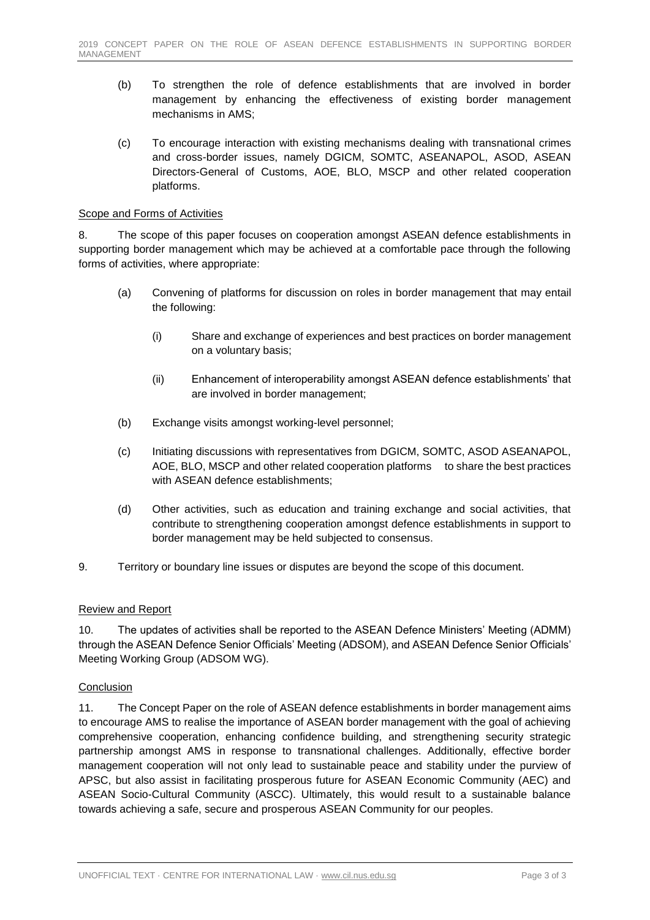(b) To strengthen the role of defence establishments that are involved in border management by enhancing the effectiveness of existing border management mechanisms in AMS;

(c) To encourage interaction with existing mechanisms dealing with transnational crimes and cross-border issues, namely DGICM, SOMTC, ASEANAPOL, ASOD, ASEAN Directors-General of Customs, AOE, BLO, MSCP and other related cooperation platforms.

Scope and Forms of Activities

8. The scope of this paper focuses on cooperation amongst ASEAN defence establishments in supporting border management which may be achieved at a comfortable pace through the following forms of activities, where appropriate:

(a) Convening of platforms for discussion on roles in border management that may entail the following:

(i) Share and exchange of experiences and best practices on border management on a voluntary basis;

(ii) Enhancement of interoperability amongst ASEAN defence establishments' that are involved in border management;

(b) Exchange visits amongst working-level personnel;

(c) Initiating discussions with representatives from DGICM, SOMTC, ASOD ASEANAPOL, AOE, BLO, MSCP and other related cooperation platforms to share the best practices with ASEAN defence establishments;

(d) Other activities, such as education and training exchange and social activities, that contribute to strengthening cooperation amongst defence establishments in support to border management may be held subjected to consensus.

9. Territory or boundary line issues or disputes are beyond the scope of this document.

Review and Report

10. The updates of activities shall be reported to the ASEAN Defence Ministers' Meeting (ADMM) through the ASEAN Defence Senior Officials' Meeting (ADSOM), and ASEAN Defence Senior Officials' Meeting Working Group (ADSOM WG).

Conclusion

11. The Concept Paper on the role of ASEAN defence establishments in border management aims to encourage AMS to realise the importance of ASEAN border management with the goal of achieving comprehensive cooperation, enhancing confidence building, and strengthening security strategic partnership amongst AMS in response to transnational challenges. Additionally, effective border management cooperation will not only lead to sustainable peace and stability under the purview of APSC, but also assist in facilitating prosperous future for ASEAN Economic Community (AEC) and ASEAN Socio-Cultural Community (ASCC). Ultimately, this would result to a sustainable balance towards achieving a safe, secure and prosperous ASEAN Community for our peoples.